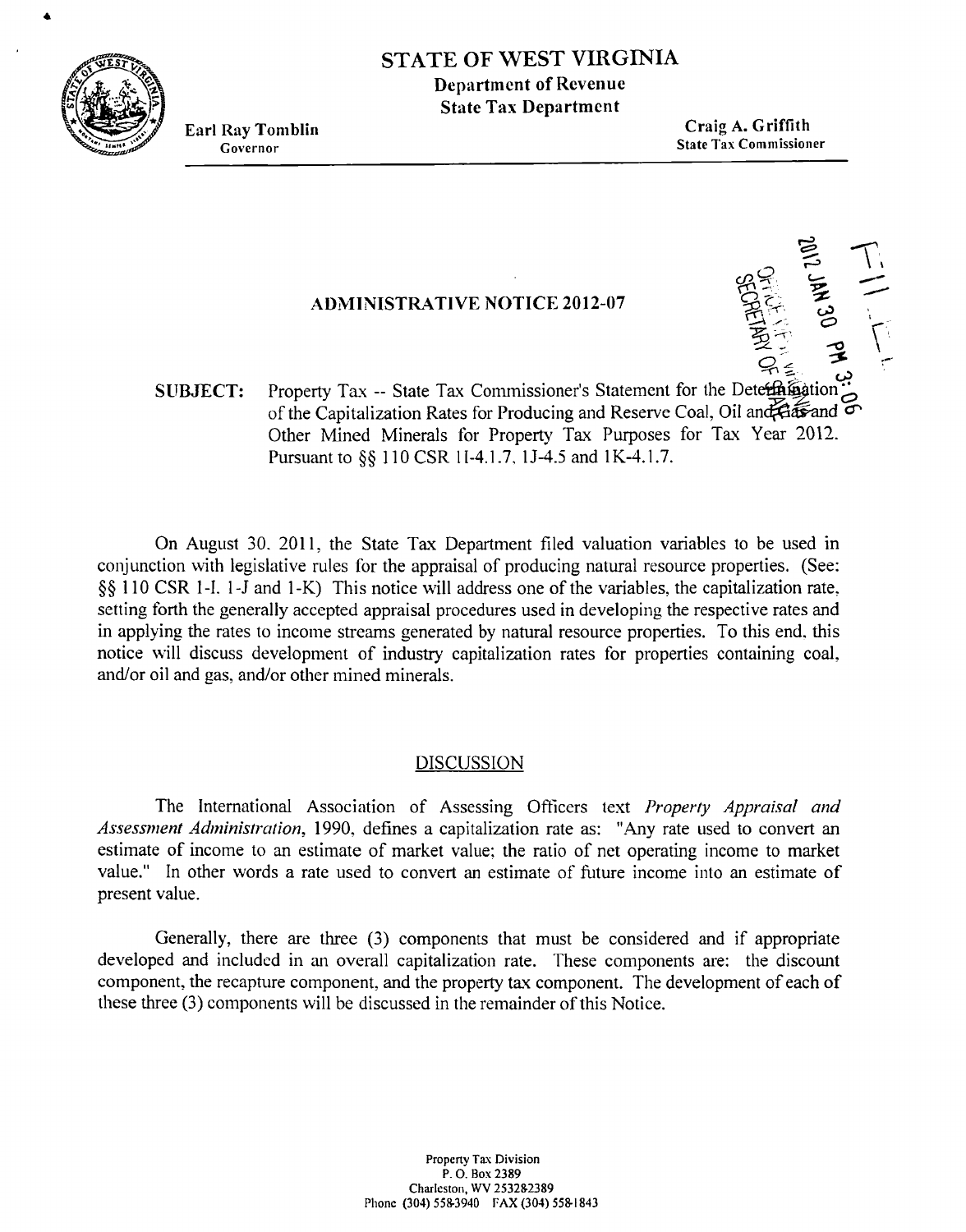# STATE OF WEST VIRGINIA

**Department of Revenue**
**State Tax Department**

**Earl Ray Tomblin**
Governor

**Craig A. Griffith**
State Tax Commissioner

## ADMINISTRATIVE NOTICE 2012-07

**SUBJECT:** Property Tax -- State Tax Commissioner's Statement for the Determination of the Capitalization Rates for Producing and Reserve Coal, Oil and Gas and Other Mined Minerals for Property Tax Purposes for Tax Year 2012. Pursuant to §§ 110 CSR 1I-4.1.7, 1J-4.5 and 1K-4.1.7.

On August 30, 2011, the State Tax Department filed valuation variables to be used in conjunction with legislative rules for the appraisal of producing natural resource properties. (See: §§ 110 CSR 1-I, 1-J and 1-K) This notice will address one of the variables, the capitalization rate, setting forth the generally accepted appraisal procedures used in developing the respective rates and in applying the rates to income streams generated by natural resource properties. To this end, this notice will discuss development of industry capitalization rates for properties containing coal, and/or oil and gas, and/or other mined minerals.

### DISCUSSION

The International Association of Assessing Officers text *Property Appraisal and Assessment Administration*, 1990, defines a capitalization rate as: "Any rate used to convert an estimate of income to an estimate of market value; the ratio of net operating income to market value." In other words a rate used to convert an estimate of future income into an estimate of present value.

Generally, there are three (3) components that must be considered and if appropriate developed and included in an overall capitalization rate. These components are: the discount component, the recapture component, and the property tax component. The development of each of these three (3) components will be discussed in the remainder of this Notice.

Property Tax Division
P. O. Box 2389
Charleston, WV 25328-2389
Phone (304) 558-3940 FAX (304) 558-1843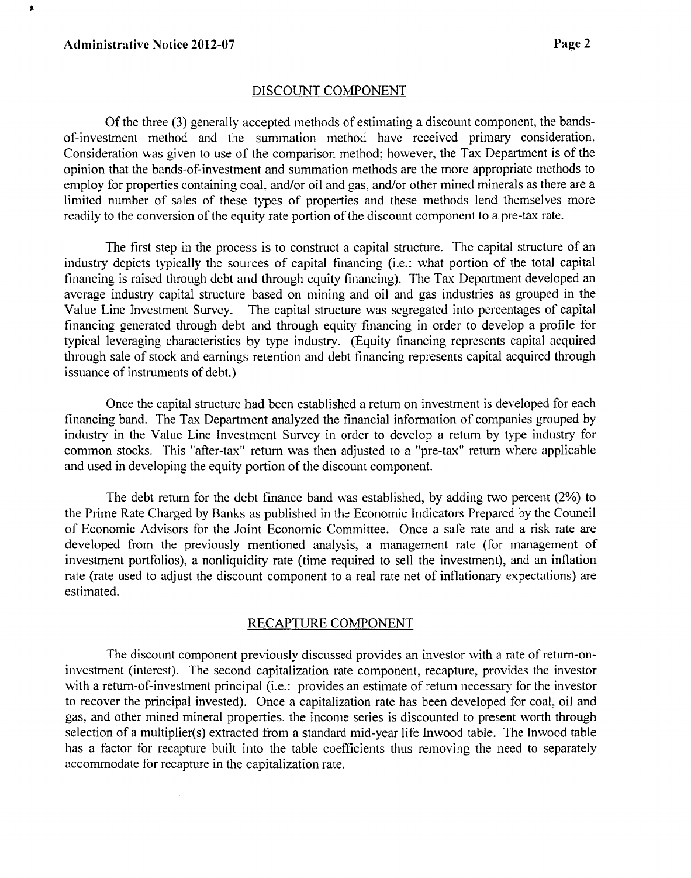## DISCOUNT COMPONENT

Of the three (3) generally accepted methods of estimating a discount component, the bands-of-investment method and the summation method have received primary consideration. Consideration was given to use of the comparison method; however, the Tax Department is of the opinion that the bands-of-investment and summation methods are the more appropriate methods to employ for properties containing coal, and/or oil and gas, and/or other mined minerals as there are a limited number of sales of these types of properties and these methods lend themselves more readily to the conversion of the equity rate portion of the discount component to a pre-tax rate.

The first step in the process is to construct a capital structure. The capital structure of an industry depicts typically the sources of capital financing (i.e.: what portion of the total capital financing is raised through debt and through equity financing). The Tax Department developed an average industry capital structure based on mining and oil and gas industries as grouped in the Value Line Investment Survey. The capital structure was segregated into percentages of capital financing generated through debt and through equity financing in order to develop a profile for typical leveraging characteristics by type industry. (Equity financing represents capital acquired through sale of stock and earnings retention and debt financing represents capital acquired through issuance of instruments of debt.)

Once the capital structure had been established a return on investment is developed for each financing band. The Tax Department analyzed the financial information of companies grouped by industry in the Value Line Investment Survey in order to develop a return by type industry for common stocks. This "after-tax" return was then adjusted to a "pre-tax" return where applicable and used in developing the equity portion of the discount component.

The debt return for the debt finance band was established, by adding two percent (2%) to the Prime Rate Charged by Banks as published in the Economic Indicators Prepared by the Council of Economic Advisors for the Joint Economic Committee. Once a safe rate and a risk rate are developed from the previously mentioned analysis, a management rate (for management of investment portfolios), a nonliquidity rate (time required to sell the investment), and an inflation rate (rate used to adjust the discount component to a real rate net of inflationary expectations) are estimated.

## RECAPTURE COMPONENT

The discount component previously discussed provides an investor with a rate of return-on-investment (interest). The second capitalization rate component, recapture, provides the investor with a return-of-investment principal (i.e.: provides an estimate of return necessary for the investor to recover the principal invested). Once a capitalization rate has been developed for coal, oil and gas, and other mined mineral properties, the income series is discounted to present worth through selection of a multiplier(s) extracted from a standard mid-year life Inwood table. The Inwood table has a factor for recapture built into the table coefficients thus removing the need to separately accommodate for recapture in the capitalization rate.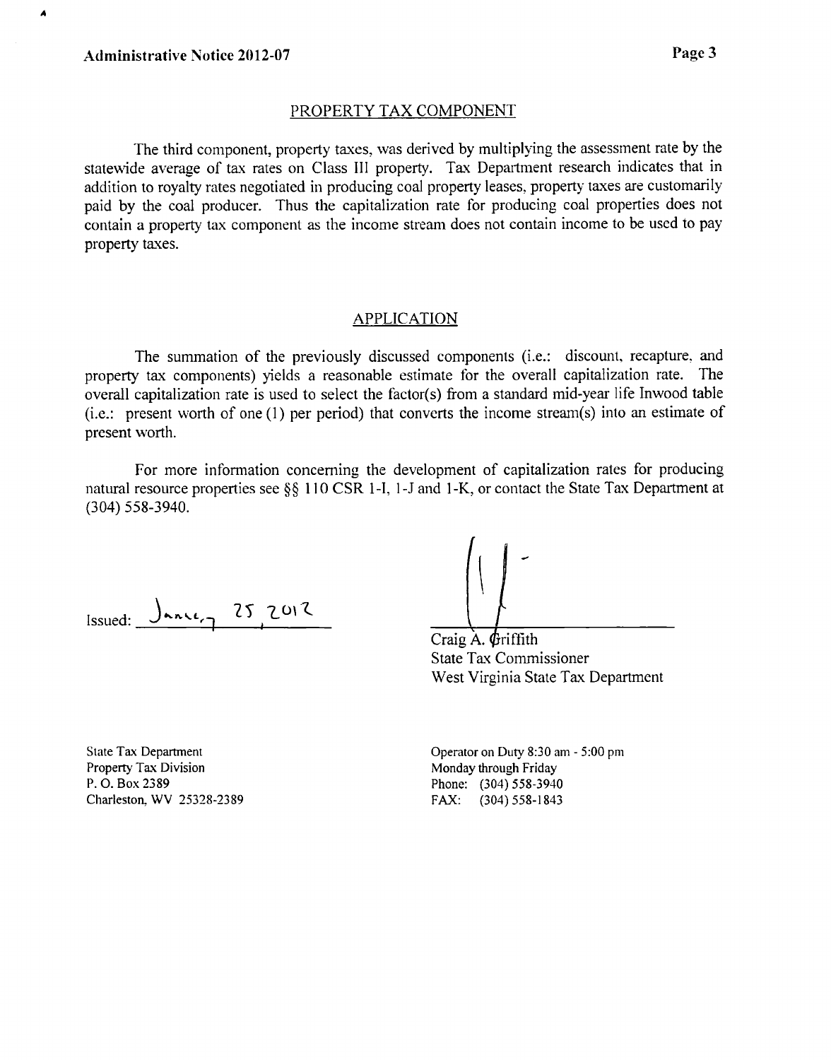## PROPERTY TAX COMPONENT

The third component, property taxes, was derived by multiplying the assessment rate by the statewide average of tax rates on Class III property. Tax Department research indicates that in addition to royalty rates negotiated in producing coal property leases, property taxes are customarily paid by the coal producer. Thus the capitalization rate for producing coal properties does not contain a property tax component as the income stream does not contain income to be used to pay property taxes.

## APPLICATION

The summation of the previously discussed components (i.e.: discount, recapture, and property tax components) yields a reasonable estimate for the overall capitalization rate. The overall capitalization rate is used to select the factor(s) from a standard mid-year life Inwood table (i.e.: present worth of one (1) per period) that converts the income stream(s) into an estimate of present worth.

For more information concerning the development of capitalization rates for producing natural resource properties see §§ 110 CSR 1-I, 1-J and 1-K, or contact the State Tax Department at (304) 558-3940.

Issued: January 25, 2012

Craig A. Griffith
State Tax Commissioner
West Virginia State Tax Department

State Tax Department
Property Tax Division
P. O. Box 2389
Charleston, WV 25328-2389

Operator on Duty 8:30 am - 5:00 pm
Monday through Friday
Phone: (304) 558-3940
FAX: (304) 558-1843